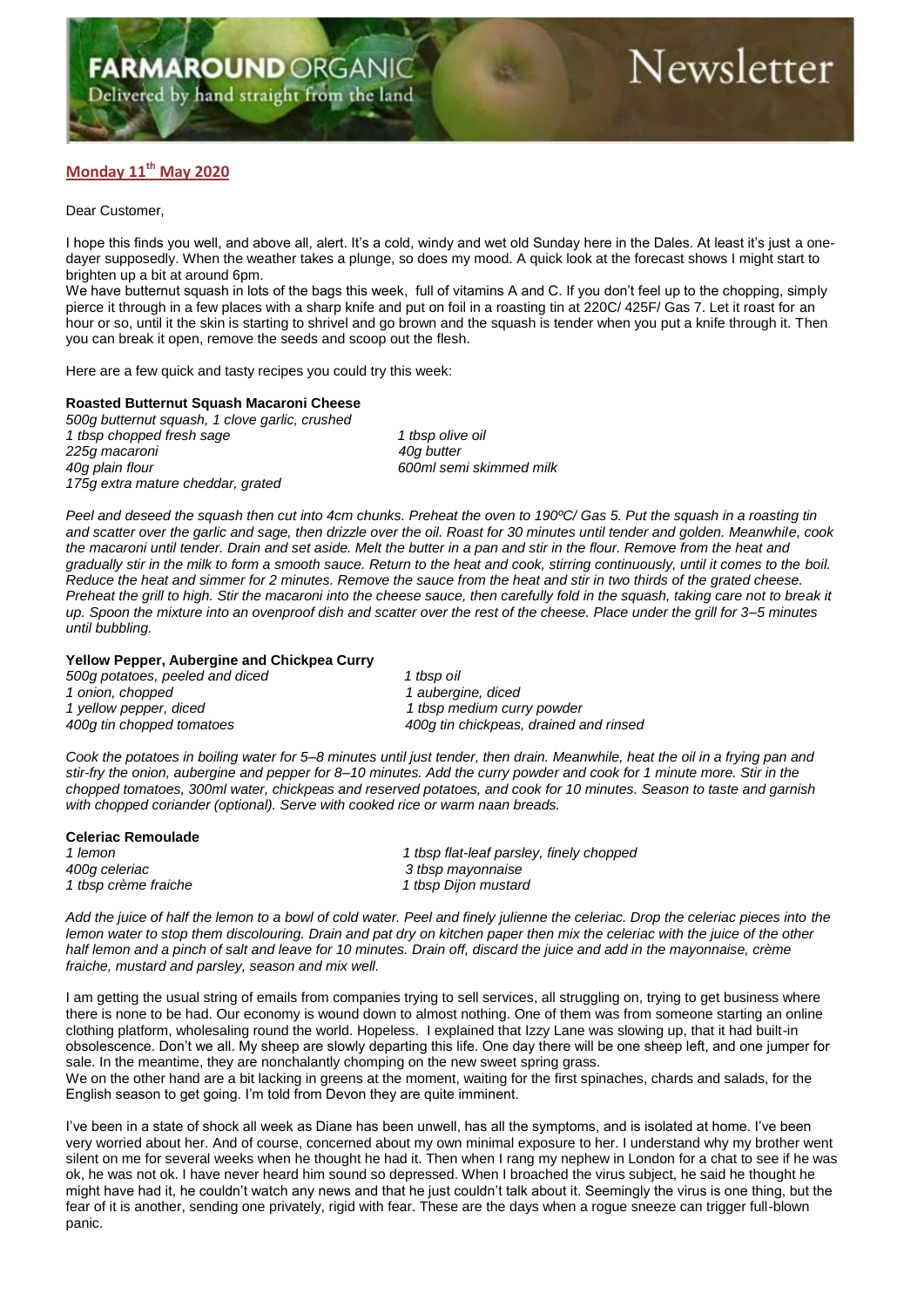# FARMAROUND ORGANIC Newsletter

Delivered by hand straight from the land

**Monday 11th May 2020**

Dear Customer,

I hope this finds you well, and above all, alert. It's a cold, windy and wet old Sunday here in the Dales. At least it's just a one-dayer supposedly. When the weather takes a plunge, so does my mood. A quick look at the forecast shows I might start to brighten up a bit at around 6pm.

We have butternut squash in lots of the bags this week, full of vitamins A and C. If you don't feel up to the chopping, simply pierce it through in a few places with a sharp knife and put on foil in a roasting tin at 220C/ 425F/ Gas 7. Let it roast for an hour or so, until it the skin is starting to shrivel and go brown and the squash is tender when you put a knife through it. Then you can break it open, remove the seeds and scoop out the flesh.

Here are a few quick and tasty recipes you could try this week:

**Roasted Butternut Squash Macaroni Cheese**

*500g butternut squash, 1 clove garlic, crushed*
*1 tbsp chopped fresh sage*
*1 tbsp olive oil*
*225g macaroni*
*40g butter*
*40g plain flour*
*600ml semi skimmed milk*
*175g extra mature cheddar, grated*

*Peel and deseed the squash then cut into 4cm chunks. Preheat the oven to 190ºC/ Gas 5. Put the squash in a roasting tin and scatter over the garlic and sage, then drizzle over the oil. Roast for 30 minutes until tender and golden. Meanwhile, cook the macaroni until tender. Drain and set aside. Melt the butter in a pan and stir in the flour. Remove from the heat and gradually stir in the milk to form a smooth sauce. Return to the heat and cook, stirring continuously, until it comes to the boil. Reduce the heat and simmer for 2 minutes. Remove the sauce from the heat and stir in two thirds of the grated cheese. Preheat the grill to high. Stir the macaroni into the cheese sauce, then carefully fold in the squash, taking care not to break it up. Spoon the mixture into an ovenproof dish and scatter over the rest of the cheese. Place under the grill for 3–5 minutes until bubbling.*

**Yellow Pepper, Aubergine and Chickpea Curry**

*500g potatoes, peeled and diced*
*1 tbsp oil*
*1 onion, chopped*
*1 aubergine, diced*
*1 yellow pepper, diced*
*1 tbsp medium curry powder*
*400g tin chopped tomatoes*
*400g tin chickpeas, drained and rinsed*

*Cook the potatoes in boiling water for 5–8 minutes until just tender, then drain. Meanwhile, heat the oil in a frying pan and stir-fry the onion, aubergine and pepper for 8–10 minutes. Add the curry powder and cook for 1 minute more. Stir in the chopped tomatoes, 300ml water, chickpeas and reserved potatoes, and cook for 10 minutes. Season to taste and garnish with chopped coriander (optional). Serve with cooked rice or warm naan breads.*

**Celeriac Remoulade**

*1 lemon*
*1 tbsp flat-leaf parsley, finely chopped*
*400g celeriac*
*3 tbsp mayonnaise*
*1 tbsp crème fraiche*
*1 tbsp Dijon mustard*

*Add the juice of half the lemon to a bowl of cold water. Peel and finely julienne the celeriac. Drop the celeriac pieces into the lemon water to stop them discolouring. Drain and pat dry on kitchen paper then mix the celeriac with the juice of the other half lemon and a pinch of salt and leave for 10 minutes. Drain off, discard the juice and add in the mayonnaise, crème fraiche, mustard and parsley, season and mix well.*

I am getting the usual string of emails from companies trying to sell services, all struggling on, trying to get business where there is none to be had. Our economy is wound down to almost nothing. One of them was from someone starting an online clothing platform, wholesaling round the world. Hopeless. I explained that Izzy Lane was slowing up, that it had built-in obsolescence. Don't we all. My sheep are slowly departing this life. One day there will be one sheep left, and one jumper for sale. In the meantime, they are nonchalantly chomping on the new sweet spring grass.

We on the other hand are a bit lacking in greens at the moment, waiting for the first spinaches, chards and salads, for the English season to get going. I'm told from Devon they are quite imminent.

I've been in a state of shock all week as Diane has been unwell, has all the symptoms, and is isolated at home. I've been very worried about her. And of course, concerned about my own minimal exposure to her. I understand why my brother went silent on me for several weeks when he thought he had it. Then when I rang my nephew in London for a chat to see if he was ok, he was not ok. I have never heard him sound so depressed. When I broached the virus subject, he said he thought he might have had it, he couldn't watch any news and that he just couldn't talk about it. Seemingly the virus is one thing, but the fear of it is another, sending one privately, rigid with fear. These are the days when a rogue sneeze can trigger full-blown panic.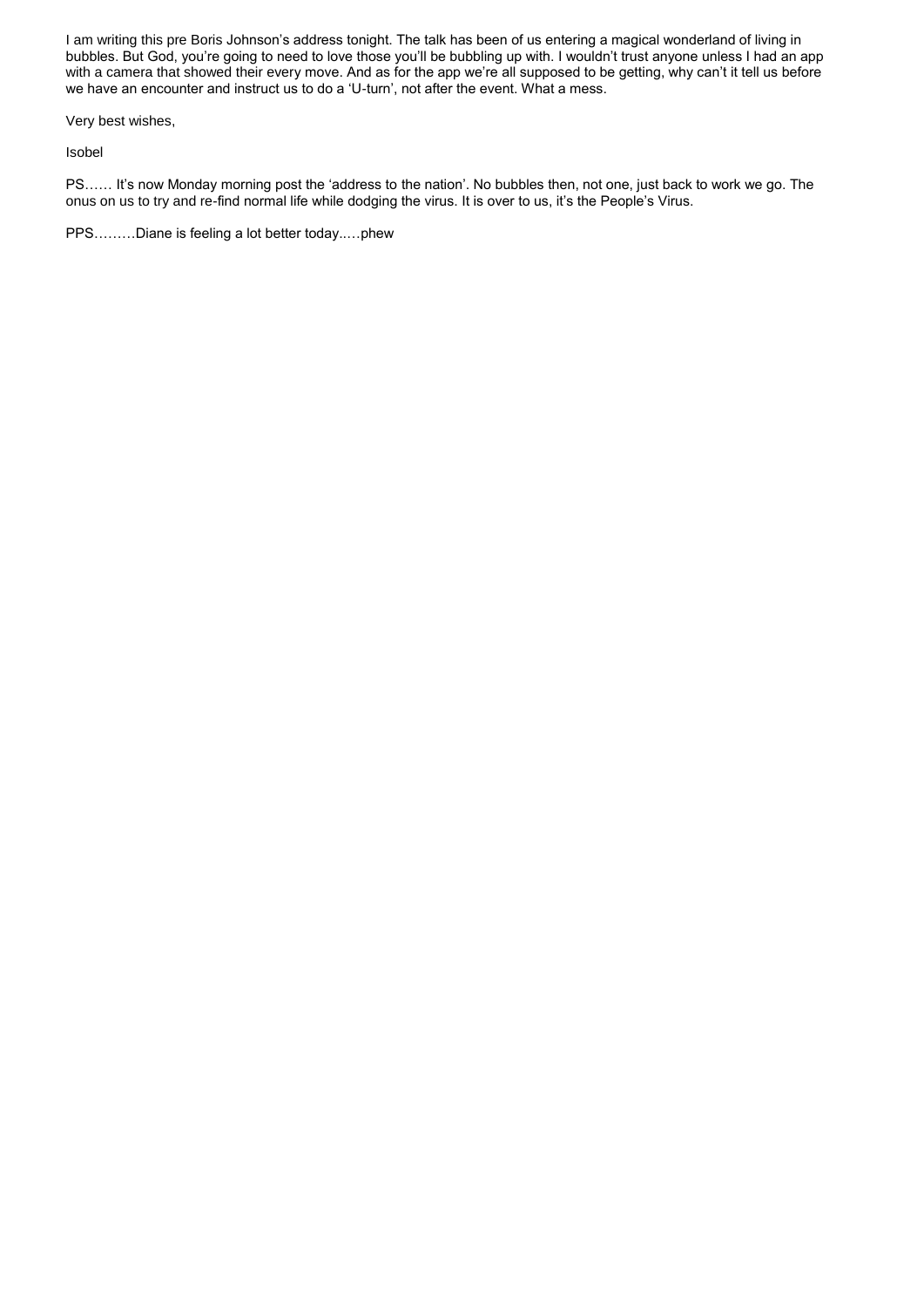I am writing this pre Boris Johnson's address tonight. The talk has been of us entering a magical wonderland of living in bubbles. But God, you're going to need to love those you'll be bubbling up with. I wouldn't trust anyone unless I had an app with a camera that showed their every move. And as for the app we're all supposed to be getting, why can't it tell us before we have an encounter and instruct us to do a 'U-turn', not after the event. What a mess.

Very best wishes,

Isobel

PS…… It's now Monday morning post the 'address to the nation'. No bubbles then, not one, just back to work we go. The onus on us to try and re-find normal life while dodging the virus. It is over to us, it's the People's Virus.

PPS………Diane is feeling a lot better today..…phew